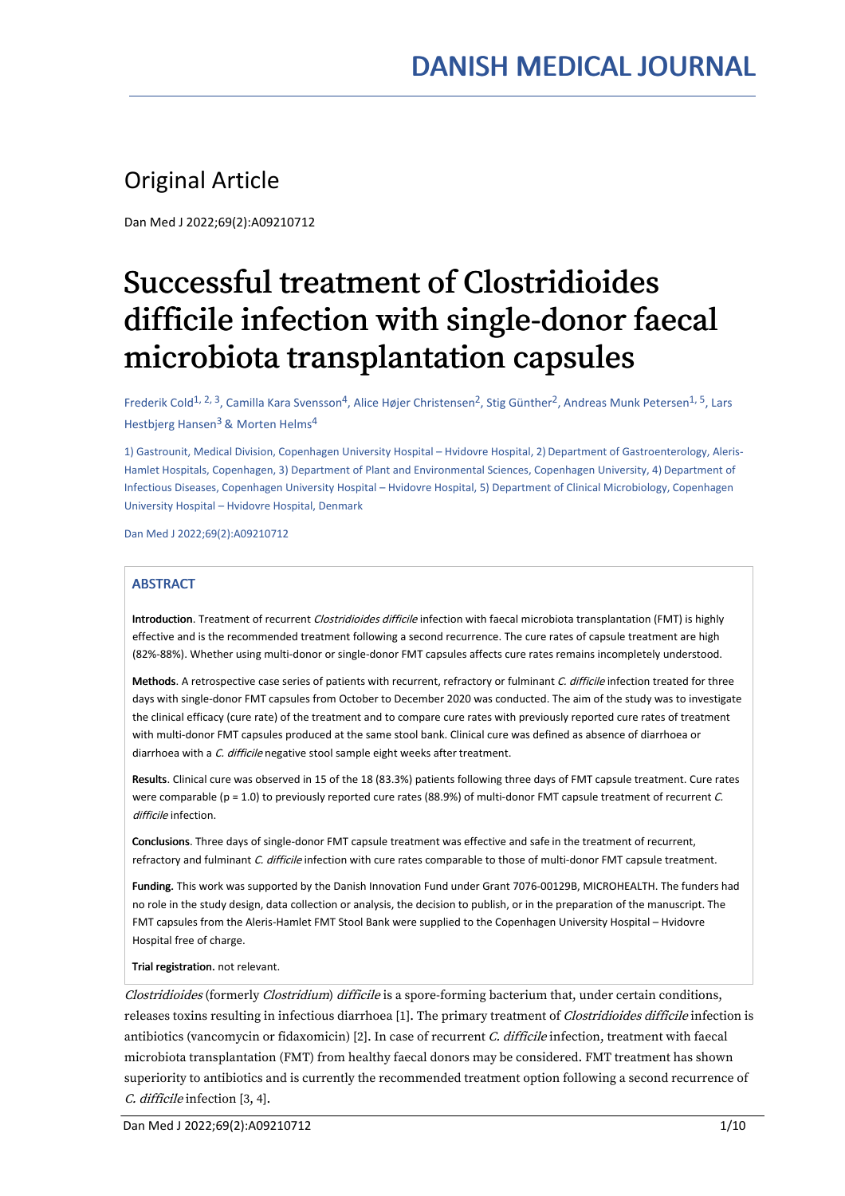# DANISH MEDICAL JOURNAL

## Original Article

Dan Med J 2022;69(2):A09210712

# Successful treatment of Clostridioides difficile infection with single-donor faecal microbiota transplantation capsules

Frederik Cold[1, 2, 3], Camilla Kara Svensson[4], Alice Højer Christensen[2], Stig Günther[2], Andreas Munk Petersen[1, 5], Lars Hestbjerg Hansen[3] & Morten Helms[4]

1) Gastrounit, Medical Division, Copenhagen University Hospital – Hvidovre Hospital, 2) Department of Gastroenterology, Aleris-Hamlet Hospitals, Copenhagen, 3) Department of Plant and Environmental Sciences, Copenhagen University, 4) Department of Infectious Diseases, Copenhagen University Hospital – Hvidovre Hospital, 5) Department of Clinical Microbiology, Copenhagen University Hospital – Hvidovre Hospital, Denmark

Dan Med J 2022;69(2):A09210712

### ABSTRACT

**Introduction**. Treatment of recurrent *Clostridioides difficile* infection with faecal microbiota transplantation (FMT) is highly effective and is the recommended treatment following a second recurrence. The cure rates of capsule treatment are high (82%-88%). Whether using multi-donor or single-donor FMT capsules affects cure rates remains incompletely understood.

**Methods**. A retrospective case series of patients with recurrent, refractory or fulminant *C. difficile* infection treated for three days with single-donor FMT capsules from October to December 2020 was conducted. The aim of the study was to investigate the clinical efficacy (cure rate) of the treatment and to compare cure rates with previously reported cure rates of treatment with multi-donor FMT capsules produced at the same stool bank. Clinical cure was defined as absence of diarrhoea or diarrhoea with a *C. difficile* negative stool sample eight weeks after treatment.

**Results**. Clinical cure was observed in 15 of the 18 (83.3%) patients following three days of FMT capsule treatment. Cure rates were comparable (p = 1.0) to previously reported cure rates (88.9%) of multi-donor FMT capsule treatment of recurrent *C. difficile* infection.

**Conclusions**. Three days of single-donor FMT capsule treatment was effective and safe in the treatment of recurrent, refractory and fulminant *C. difficile* infection with cure rates comparable to those of multi-donor FMT capsule treatment.

**Funding.** This work was supported by the Danish Innovation Fund under Grant 7076-00129B, MICROHEALTH. The funders had no role in the study design, data collection or analysis, the decision to publish, or in the preparation of the manuscript. The FMT capsules from the Aleris-Hamlet FMT Stool Bank were supplied to the Copenhagen University Hospital – Hvidovre Hospital free of charge.

**Trial registration.** not relevant.

*Clostridioides* (formerly *Clostridium*) *difficile* is a spore-forming bacterium that, under certain conditions, releases toxins resulting in infectious diarrhoea [1]. The primary treatment of *Clostridioides difficile* infection is antibiotics (vancomycin or fidaxomicin) [2]. In case of recurrent *C. difficile* infection, treatment with faecal microbiota transplantation (FMT) from healthy faecal donors may be considered. FMT treatment has shown superiority to antibiotics and is currently the recommended treatment option following a second recurrence of *C. difficile* infection [3, 4].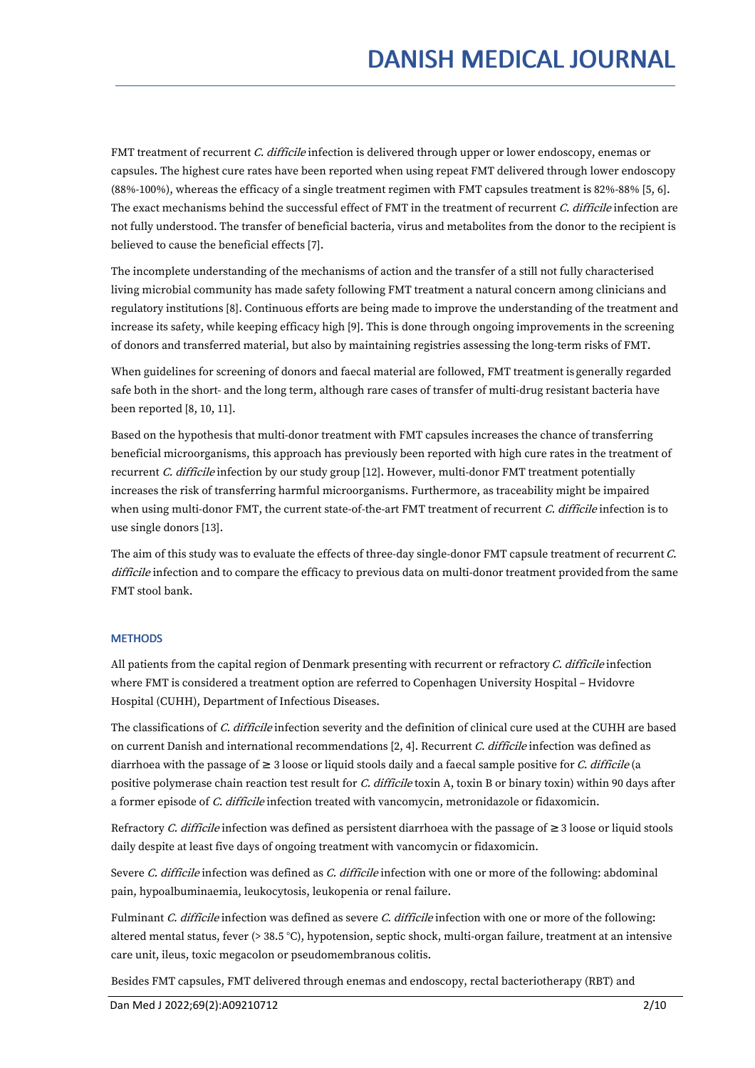FMT treatment of recurrent *C. difficile* infection is delivered through upper or lower endoscopy, enemas or capsules. The highest cure rates have been reported when using repeat FMT delivered through lower endoscopy (88%-100%), whereas the efficacy of a single treatment regimen with FMT capsules treatment is 82%-88% [5, 6]. The exact mechanisms behind the successful effect of FMT in the treatment of recurrent *C. difficile* infection are not fully understood. The transfer of beneficial bacteria, virus and metabolites from the donor to the recipient is believed to cause the beneficial effects [7].

The incomplete understanding of the mechanisms of action and the transfer of a still not fully characterised living microbial community has made safety following FMT treatment a natural concern among clinicians and regulatory institutions [8]. Continuous efforts are being made to improve the understanding of the treatment and increase its safety, while keeping efficacy high [9]. This is done through ongoing improvements in the screening of donors and transferred material, but also by maintaining registries assessing the long-term risks of FMT.

When guidelines for screening of donors and faecal material are followed, FMT treatment is generally regarded safe both in the short- and the long term, although rare cases of transfer of multi-drug resistant bacteria have been reported [8, 10, 11].

Based on the hypothesis that multi-donor treatment with FMT capsules increases the chance of transferring beneficial microorganisms, this approach has previously been reported with high cure rates in the treatment of recurrent *C. difficile* infection by our study group [12]. However, multi-donor FMT treatment potentially increases the risk of transferring harmful microorganisms. Furthermore, as traceability might be impaired when using multi-donor FMT, the current state-of-the-art FMT treatment of recurrent *C. difficile* infection is to use single donors [13].

The aim of this study was to evaluate the effects of three-day single-donor FMT capsule treatment of recurrent *C. difficile* infection and to compare the efficacy to previous data on multi-donor treatment provided from the same FMT stool bank.

## METHODS

All patients from the capital region of Denmark presenting with recurrent or refractory *C. difficile* infection where FMT is considered a treatment option are referred to Copenhagen University Hospital – Hvidovre Hospital (CUHH), Department of Infectious Diseases.

The classifications of *C. difficile* infection severity and the definition of clinical cure used at the CUHH are based on current Danish and international recommendations [2, 4]. Recurrent *C. difficile* infection was defined as diarrhoea with the passage of ≥ 3 loose or liquid stools daily and a faecal sample positive for *C. difficile* (a positive polymerase chain reaction test result for *C. difficile* toxin A, toxin B or binary toxin) within 90 days after a former episode of *C. difficile* infection treated with vancomycin, metronidazole or fidaxomicin.

Refractory *C. difficile* infection was defined as persistent diarrhoea with the passage of ≥ 3 loose or liquid stools daily despite at least five days of ongoing treatment with vancomycin or fidaxomicin.

Severe *C. difficile* infection was defined as *C. difficile* infection with one or more of the following: abdominal pain, hypoalbuminaemia, leukocytosis, leukopenia or renal failure.

Fulminant *C. difficile* infection was defined as severe *C. difficile* infection with one or more of the following: altered mental status, fever (> 38.5 °C), hypotension, septic shock, multi-organ failure, treatment at an intensive care unit, ileus, toxic megacolon or pseudomembranous colitis.

Besides FMT capsules, FMT delivered through enemas and endoscopy, rectal bacteriotherapy (RBT) and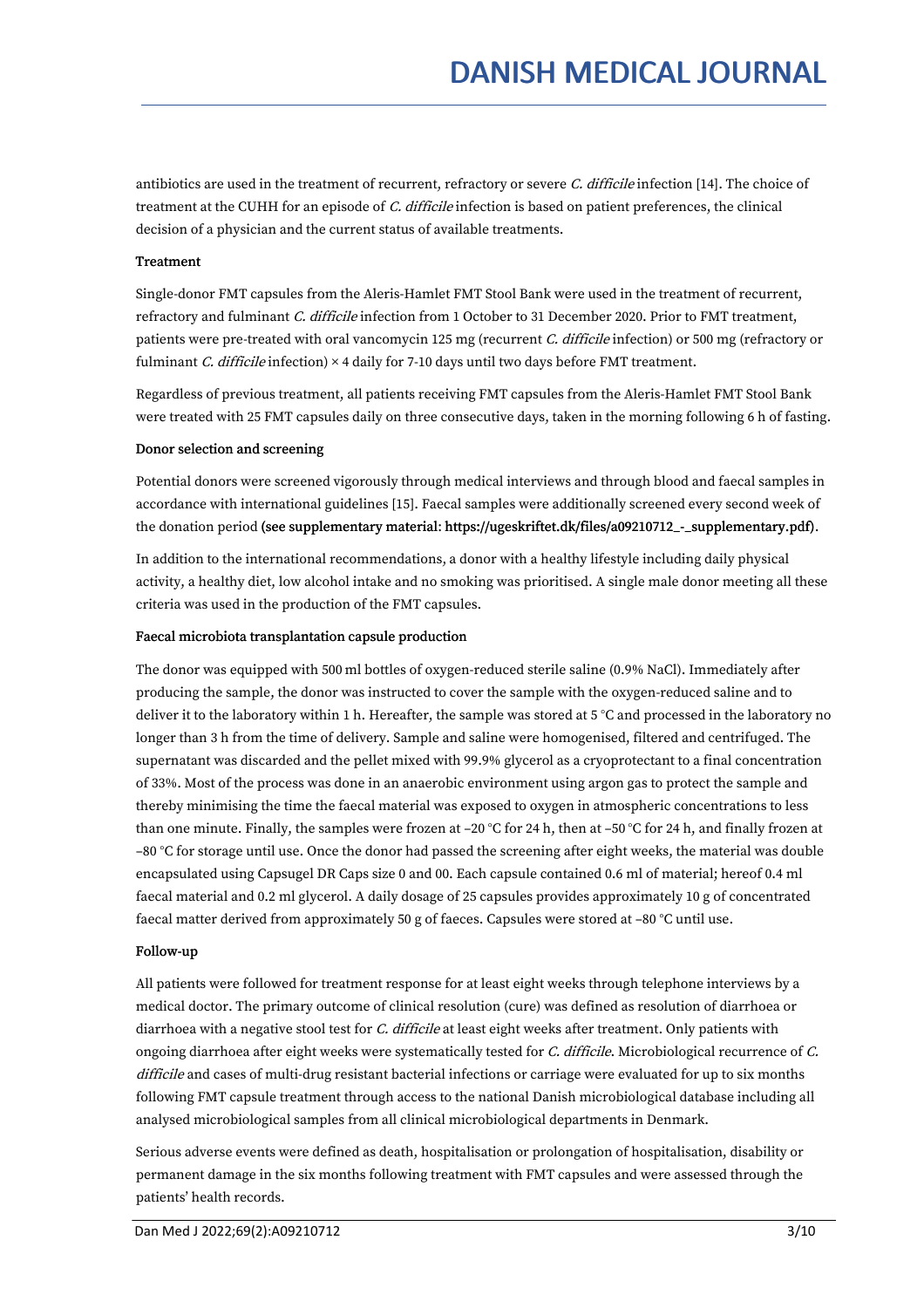antibiotics are used in the treatment of recurrent, refractory or severe *C. difficile* infection [14]. The choice of treatment at the CUHH for an episode of *C. difficile* infection is based on patient preferences, the clinical decision of a physician and the current status of available treatments.

### Treatment

Single-donor FMT capsules from the Aleris-Hamlet FMT Stool Bank were used in the treatment of recurrent, refractory and fulminant *C. difficile* infection from 1 October to 31 December 2020. Prior to FMT treatment, patients were pre-treated with oral vancomycin 125 mg (recurrent *C. difficile* infection) or 500 mg (refractory or fulminant *C. difficile* infection) × 4 daily for 7-10 days until two days before FMT treatment.

Regardless of previous treatment, all patients receiving FMT capsules from the Aleris-Hamlet FMT Stool Bank were treated with 25 FMT capsules daily on three consecutive days, taken in the morning following 6 h of fasting.

### Donor selection and screening

Potential donors were screened vigorously through medical interviews and through blood and faecal samples in accordance with international guidelines [15]. Faecal samples were additionally screened every second week of the donation period **(see supplementary material: https://ugeskriftet.dk/files/a09210712_-_supplementary.pdf)**.

In addition to the international recommendations, a donor with a healthy lifestyle including daily physical activity, a healthy diet, low alcohol intake and no smoking was prioritised. A single male donor meeting all these criteria was used in the production of the FMT capsules.

### Faecal microbiota transplantation capsule production

The donor was equipped with 500 ml bottles of oxygen-reduced sterile saline (0.9% NaCl). Immediately after producing the sample, the donor was instructed to cover the sample with the oxygen-reduced saline and to deliver it to the laboratory within 1 h. Hereafter, the sample was stored at 5 °C and processed in the laboratory no longer than 3 h from the time of delivery. Sample and saline were homogenised, filtered and centrifuged. The supernatant was discarded and the pellet mixed with 99.9% glycerol as a cryoprotectant to a final concentration of 33%. Most of the process was done in an anaerobic environment using argon gas to protect the sample and thereby minimising the time the faecal material was exposed to oxygen in atmospheric concentrations to less than one minute. Finally, the samples were frozen at –20 °C for 24 h, then at –50 °C for 24 h, and finally frozen at –80 °C for storage until use. Once the donor had passed the screening after eight weeks, the material was double encapsulated using Capsugel DR Caps size 0 and 00. Each capsule contained 0.6 ml of material; hereof 0.4 ml faecal material and 0.2 ml glycerol. A daily dosage of 25 capsules provides approximately 10 g of concentrated faecal matter derived from approximately 50 g of faeces. Capsules were stored at –80 °C until use.

### Follow-up

All patients were followed for treatment response for at least eight weeks through telephone interviews by a medical doctor. The primary outcome of clinical resolution (cure) was defined as resolution of diarrhoea or diarrhoea with a negative stool test for *C. difficile* at least eight weeks after treatment. Only patients with ongoing diarrhoea after eight weeks were systematically tested for *C. difficile*. Microbiological recurrence of *C. difficile* and cases of multi-drug resistant bacterial infections or carriage were evaluated for up to six months following FMT capsule treatment through access to the national Danish microbiological database including all analysed microbiological samples from all clinical microbiological departments in Denmark.

Serious adverse events were defined as death, hospitalisation or prolongation of hospitalisation, disability or permanent damage in the six months following treatment with FMT capsules and were assessed through the patients' health records.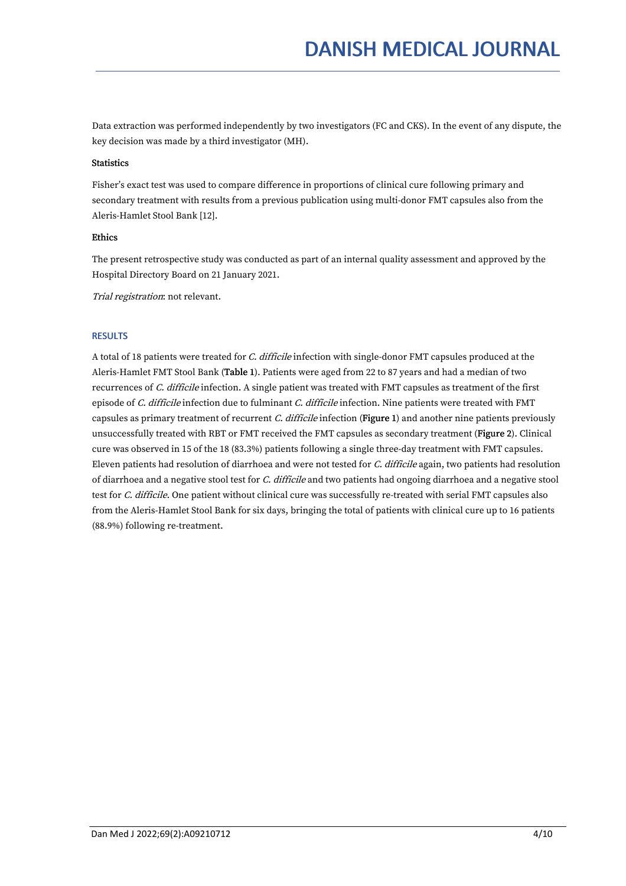Data extraction was performed independently by two investigators (FC and CKS). In the event of any dispute, the key decision was made by a third investigator (MH).

### Statistics

Fisher's exact test was used to compare difference in proportions of clinical cure following primary and secondary treatment with results from a previous publication using multi-donor FMT capsules also from the Aleris-Hamlet Stool Bank [12].

### Ethics

The present retrospective study was conducted as part of an internal quality assessment and approved by the Hospital Directory Board on 21 January 2021.

*Trial registration*: not relevant.

## RESULTS

A total of 18 patients were treated for *C. difficile* infection with single-donor FMT capsules produced at the Aleris-Hamlet FMT Stool Bank (**Table 1**). Patients were aged from 22 to 87 years and had a median of two recurrences of *C. difficile* infection. A single patient was treated with FMT capsules as treatment of the first episode of *C. difficile* infection due to fulminant *C. difficile* infection. Nine patients were treated with FMT capsules as primary treatment of recurrent *C. difficile* infection (**Figure 1**) and another nine patients previously unsuccessfully treated with RBT or FMT received the FMT capsules as secondary treatment (**Figure 2**). Clinical cure was observed in 15 of the 18 (83.3%) patients following a single three-day treatment with FMT capsules. Eleven patients had resolution of diarrhoea and were not tested for *C. difficile* again, two patients had resolution of diarrhoea and a negative stool test for *C. difficile* and two patients had ongoing diarrhoea and a negative stool test for *C. difficile*. One patient without clinical cure was successfully re-treated with serial FMT capsules also from the Aleris-Hamlet Stool Bank for six days, bringing the total of patients with clinical cure up to 16 patients (88.9%) following re-treatment.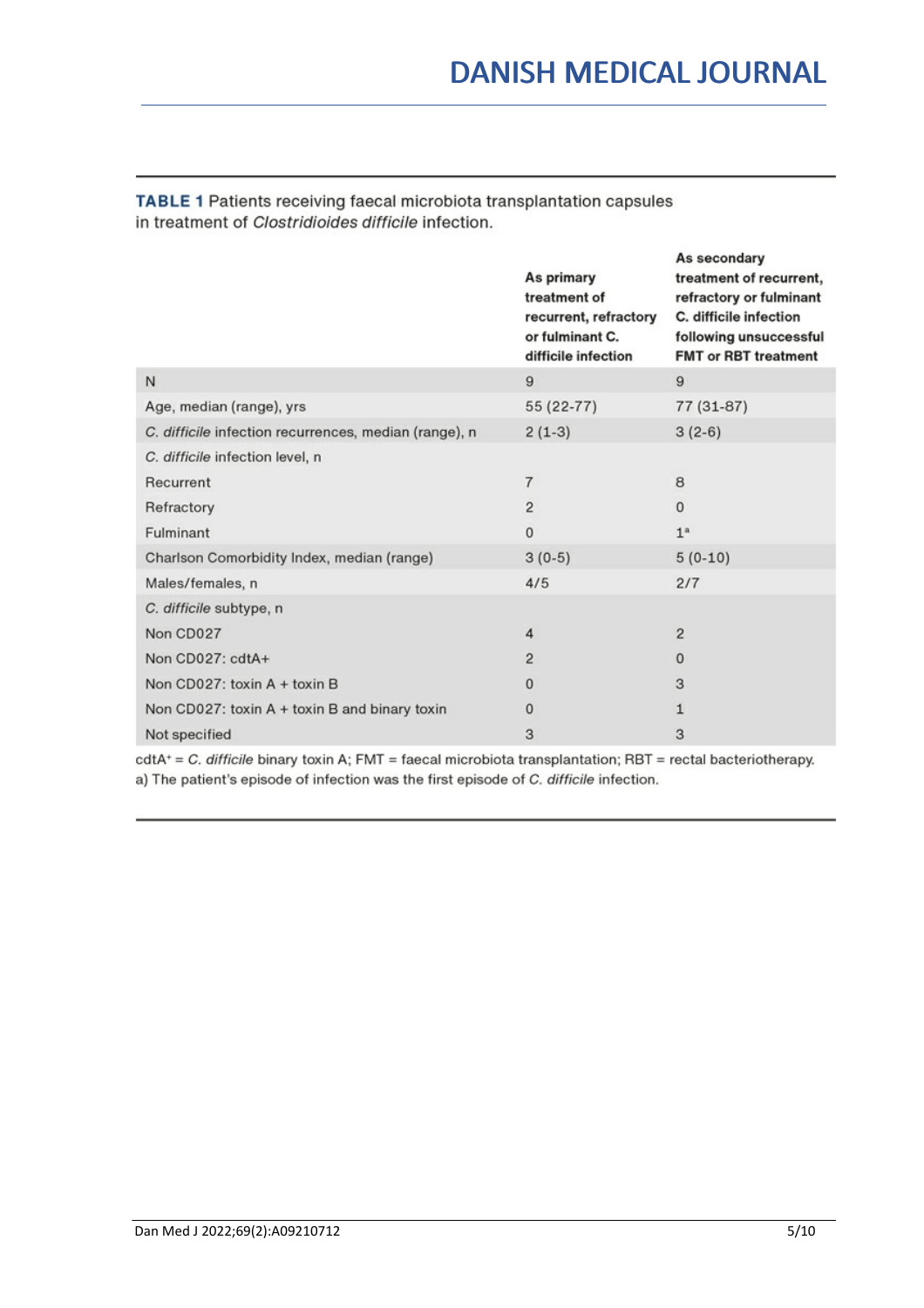**TABLE 1** Patients receiving faecal microbiota transplantation capsules in treatment of *Clostridioides difficile* infection.

| | As primary treatment of recurrent, refractory or fulminant C. difficile infection | As secondary treatment of recurrent, refractory or fulminant C. difficile infection following unsuccessful FMT or RBT treatment |
|---|---|---|
| N | 9 | 9 |
| Age, median (range), yrs | 55 (22-77) | 77 (31-87) |
| *C. difficile* infection recurrences, median (range), n | 2 (1-3) | 3 (2-6) |
| *C. difficile* infection level, n | | |
| Recurrent | 7 | 8 |
| Refractory | 2 | 0 |
| Fulminant | 0 | 1[a] |
| Charlson Comorbidity Index, median (range) | 3 (0-5) | 5 (0-10) |
| Males/females, n | 4/5 | 2/7 |
| *C. difficile* subtype, n | | |
| Non CD027 | 4 | 2 |
| Non CD027: cdtA+ | 2 | 0 |
| Non CD027: toxin A + toxin B | 0 | 3 |
| Non CD027: toxin A + toxin B and binary toxin | 0 | 1 |
| Not specified | 3 | 3 |

cdtA$^+$ = *C. difficile* binary toxin A; FMT = faecal microbiota transplantation; RBT = rectal bacteriotherapy.
a) The patient's episode of infection was the first episode of *C. difficile* infection.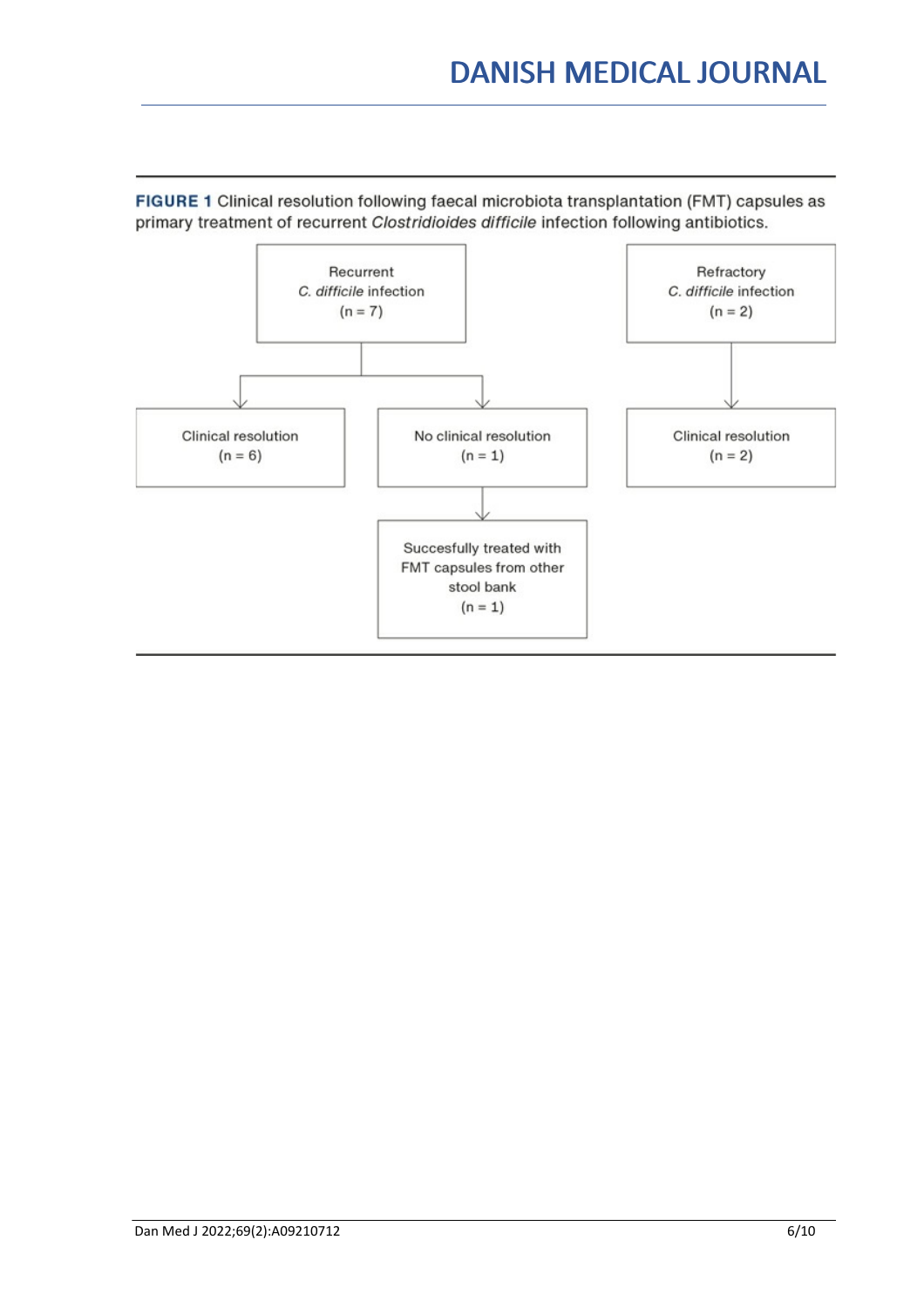**FIGURE 1** Clinical resolution following faecal microbiota transplantation (FMT) capsules as primary treatment of recurrent *Clostridioides difficile* infection following antibiotics.

Recurrent *C. difficile* infection (n = 7)

- Clinical resolution (n = 6)
- No clinical resolution (n = 1)
  - Succesfully treated with FMT capsules from other stool bank (n = 1)

Refractory *C. difficile* infection (n = 2)

- Clinical resolution (n = 2)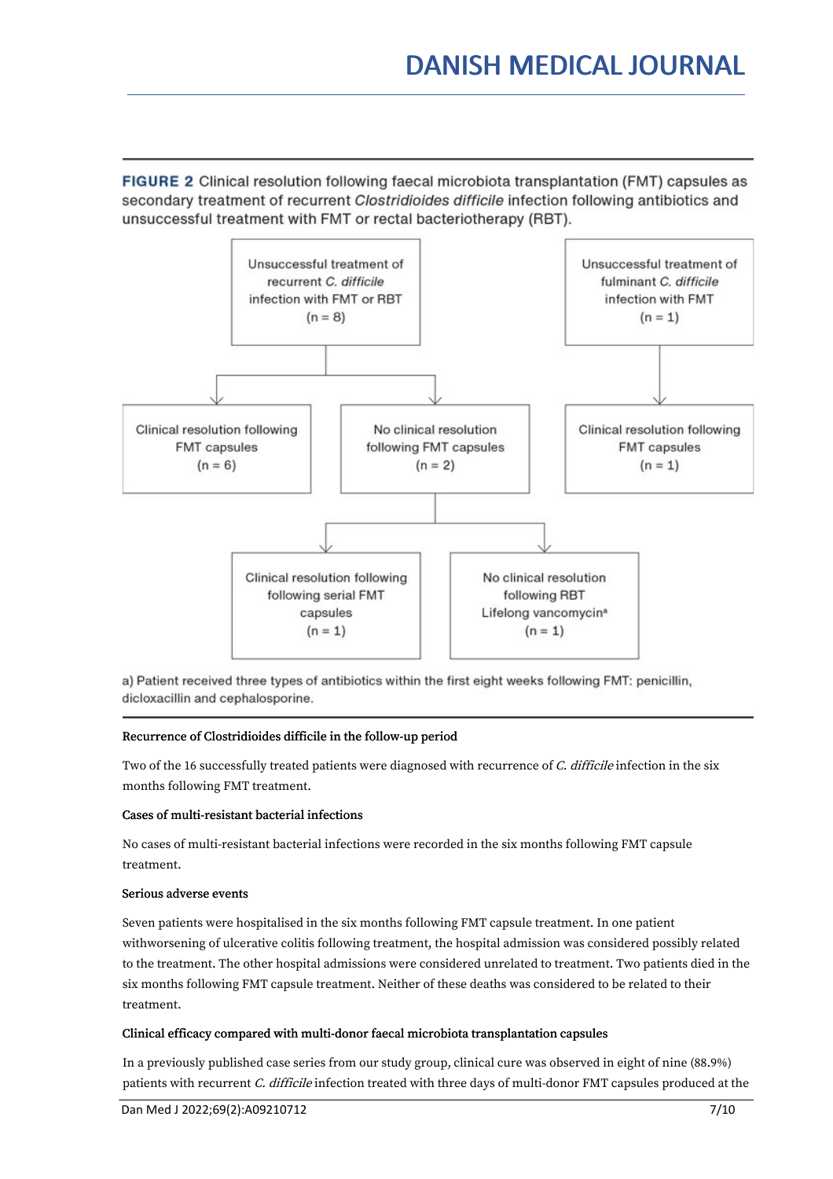**FIGURE 2** Clinical resolution following faecal microbiota transplantation (FMT) capsules as secondary treatment of recurrent *Clostridioides difficile* infection following antibiotics and unsuccessful treatment with FMT or rectal bacteriotherapy (RBT).

Unsuccessful treatment of recurrent *C. difficile* infection with FMT or RBT (n = 8)

- Clinical resolution following FMT capsules (n = 6)
- No clinical resolution following FMT capsules (n = 2)
  - Clinical resolution following following serial FMT capsules (n = 1)
  - No clinical resolution following RBT Lifelong vancomycin[a] (n = 1)

Unsuccessful treatment of fulminant *C. difficile* infection with FMT (n = 1)

- Clinical resolution following FMT capsules (n = 1)

a) Patient received three types of antibiotics within the first eight weeks following FMT: penicillin, dicloxacillin and cephalosporine.

#### Recurrence of Clostridioides difficile in the follow-up period

Two of the 16 successfully treated patients were diagnosed with recurrence of *C. difficile* infection in the six months following FMT treatment.

#### Cases of multi-resistant bacterial infections

No cases of multi-resistant bacterial infections were recorded in the six months following FMT capsule treatment.

#### Serious adverse events

Seven patients were hospitalised in the six months following FMT capsule treatment. In one patient withworsening of ulcerative colitis following treatment, the hospital admission was considered possibly related to the treatment. The other hospital admissions were considered unrelated to treatment. Two patients died in the six months following FMT capsule treatment. Neither of these deaths was considered to be related to their treatment.

#### Clinical efficacy compared with multi-donor faecal microbiota transplantation capsules

In a previously published case series from our study group, clinical cure was observed in eight of nine (88.9%) patients with recurrent *C. difficile* infection treated with three days of multi-donor FMT capsules produced at the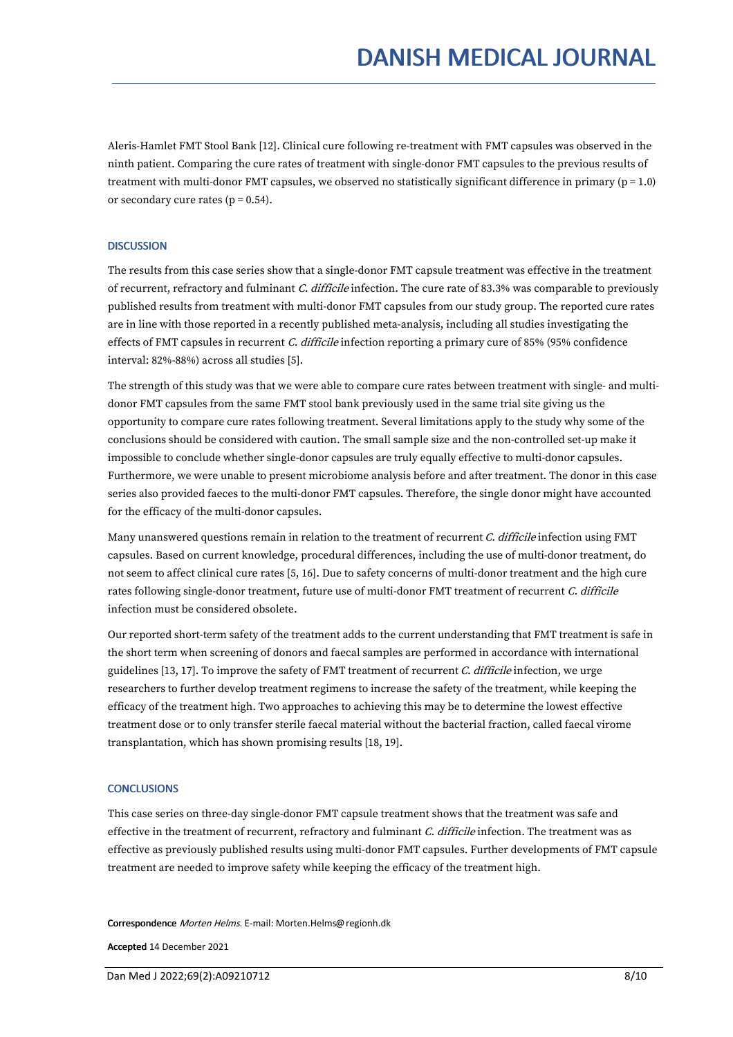Aleris-Hamlet FMT Stool Bank [12]. Clinical cure following re-treatment with FMT capsules was observed in the ninth patient. Comparing the cure rates of treatment with single-donor FMT capsules to the previous results of treatment with multi-donor FMT capsules, we observed no statistically significant difference in primary ($p = 1.0$) or secondary cure rates ($p = 0.54$).

## DISCUSSION

The results from this case series show that a single-donor FMT capsule treatment was effective in the treatment of recurrent, refractory and fulminant *C. difficile* infection. The cure rate of 83.3% was comparable to previously published results from treatment with multi-donor FMT capsules from our study group. The reported cure rates are in line with those reported in a recently published meta-analysis, including all studies investigating the effects of FMT capsules in recurrent *C. difficile* infection reporting a primary cure of 85% (95% confidence interval: 82%-88%) across all studies [5].

The strength of this study was that we were able to compare cure rates between treatment with single- and multi-donor FMT capsules from the same FMT stool bank previously used in the same trial site giving us the opportunity to compare cure rates following treatment. Several limitations apply to the study why some of the conclusions should be considered with caution. The small sample size and the non-controlled set-up make it impossible to conclude whether single-donor capsules are truly equally effective to multi-donor capsules. Furthermore, we were unable to present microbiome analysis before and after treatment. The donor in this case series also provided faeces to the multi-donor FMT capsules. Therefore, the single donor might have accounted for the efficacy of the multi-donor capsules.

Many unanswered questions remain in relation to the treatment of recurrent *C. difficile* infection using FMT capsules. Based on current knowledge, procedural differences, including the use of multi-donor treatment, do not seem to affect clinical cure rates [5, 16]. Due to safety concerns of multi-donor treatment and the high cure rates following single-donor treatment, future use of multi-donor FMT treatment of recurrent *C. difficile* infection must be considered obsolete.

Our reported short-term safety of the treatment adds to the current understanding that FMT treatment is safe in the short term when screening of donors and faecal samples are performed in accordance with international guidelines [13, 17]. To improve the safety of FMT treatment of recurrent *C. difficile* infection, we urge researchers to further develop treatment regimens to increase the safety of the treatment, while keeping the efficacy of the treatment high. Two approaches to achieving this may be to determine the lowest effective treatment dose or to only transfer sterile faecal material without the bacterial fraction, called faecal virome transplantation, which has shown promising results [18, 19].

## CONCLUSIONS

This case series on three-day single-donor FMT capsule treatment shows that the treatment was safe and effective in the treatment of recurrent, refractory and fulminant *C. difficile* infection. The treatment was as effective as previously published results using multi-donor FMT capsules. Further developments of FMT capsule treatment are needed to improve safety while keeping the efficacy of the treatment high.

**Correspondence** *Morten Helms*. E-mail: Morten.Helms@regionh.dk

**Accepted** 14 December 2021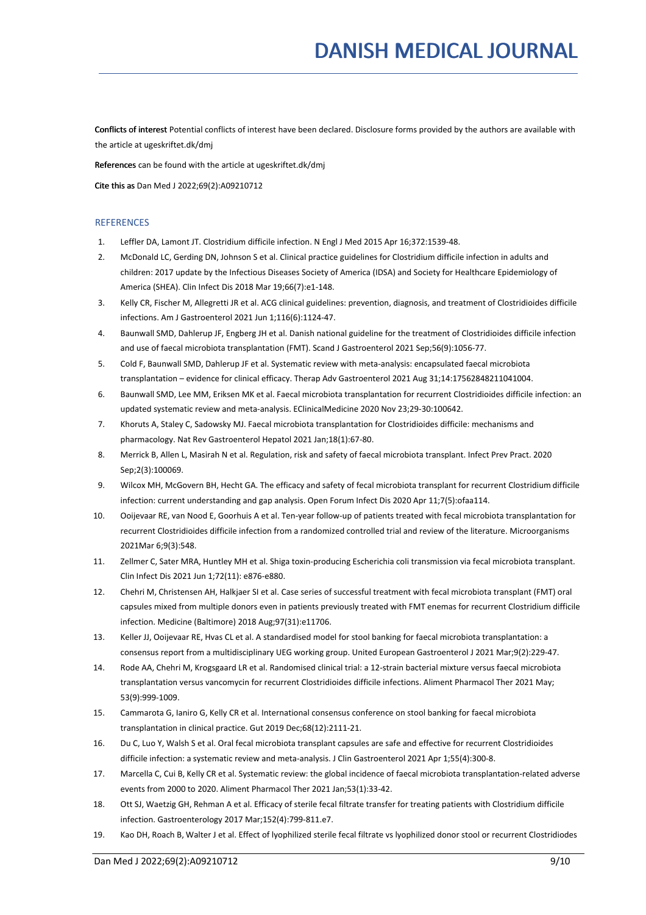**Conflicts of interest** Potential conflicts of interest have been declared. Disclosure forms provided by the authors are available with the article at ugeskriftet.dk/dmj

**References** can be found with the article at ugeskriftet.dk/dmj

**Cite this as** Dan Med J 2022;69(2):A09210712

## REFERENCES

1. Leffler DA, Lamont JT. Clostridium difficile infection. N Engl J Med 2015 Apr 16;372:1539-48.
2. McDonald LC, Gerding DN, Johnson S et al. Clinical practice guidelines for Clostridium difficile infection in adults and children: 2017 update by the Infectious Diseases Society of America (IDSA) and Society for Healthcare Epidemiology of America (SHEA). Clin Infect Dis 2018 Mar 19;66(7):e1-148.
3. Kelly CR, Fischer M, Allegretti JR et al. ACG clinical guidelines: prevention, diagnosis, and treatment of Clostridioides difficile infections. Am J Gastroenterol 2021 Jun 1;116(6):1124-47.
4. Baunwall SMD, Dahlerup JF, Engberg JH et al. Danish national guideline for the treatment of Clostridioides difficile infection and use of faecal microbiota transplantation (FMT). Scand J Gastroenterol 2021 Sep;56(9):1056-77.
5. Cold F, Baunwall SMD, Dahlerup JF et al. Systematic review with meta-analysis: encapsulated faecal microbiota transplantation – evidence for clinical efficacy. Therap Adv Gastroenterol 2021 Aug 31;14:17562848211041004.
6. Baunwall SMD, Lee MM, Eriksen MK et al. Faecal microbiota transplantation for recurrent Clostridioides difficile infection: an updated systematic review and meta-analysis. EClinicalMedicine 2020 Nov 23;29-30:100642.
7. Khoruts A, Staley C, Sadowsky MJ. Faecal microbiota transplantation for Clostridioides difficile: mechanisms and pharmacology. Nat Rev Gastroenterol Hepatol 2021 Jan;18(1):67-80.
8. Merrick B, Allen L, Masirah N et al. Regulation, risk and safety of faecal microbiota transplant. Infect Prev Pract. 2020 Sep;2(3):100069.
9. Wilcox MH, McGovern BH, Hecht GA. The efficacy and safety of fecal microbiota transplant for recurrent Clostridium difficile infection: current understanding and gap analysis. Open Forum Infect Dis 2020 Apr 11;7(5):ofaa114.
10. Ooijevaar RE, van Nood E, Goorhuis A et al. Ten-year follow-up of patients treated with fecal microbiota transplantation for recurrent Clostridioides difficile infection from a randomized controlled trial and review of the literature. Microorganisms 2021Mar 6;9(3):548.
11. Zellmer C, Sater MRA, Huntley MH et al. Shiga toxin-producing Escherichia coli transmission via fecal microbiota transplant. Clin Infect Dis 2021 Jun 1;72(11): e876-e880.
12. Chehri M, Christensen AH, Halkjaer SI et al. Case series of successful treatment with fecal microbiota transplant (FMT) oral capsules mixed from multiple donors even in patients previously treated with FMT enemas for recurrent Clostridium difficile infection. Medicine (Baltimore) 2018 Aug;97(31):e11706.
13. Keller JJ, Ooijevaar RE, Hvas CL et al. A standardised model for stool banking for faecal microbiota transplantation: a consensus report from a multidisciplinary UEG working group. United European Gastroenterol J 2021 Mar;9(2):229-47.
14. Rode AA, Chehri M, Krogsgaard LR et al. Randomised clinical trial: a 12-strain bacterial mixture versus faecal microbiota transplantation versus vancomycin for recurrent Clostridioides difficile infections. Aliment Pharmacol Ther 2021 May; 53(9):999-1009.
15. Cammarota G, Ianiro G, Kelly CR et al. International consensus conference on stool banking for faecal microbiota transplantation in clinical practice. Gut 2019 Dec;68(12):2111-21.
16. Du C, Luo Y, Walsh S et al. Oral fecal microbiota transplant capsules are safe and effective for recurrent Clostridioides difficile infection: a systematic review and meta-analysis. J Clin Gastroenterol 2021 Apr 1;55(4):300-8.
17. Marcella C, Cui B, Kelly CR et al. Systematic review: the global incidence of faecal microbiota transplantation-related adverse events from 2000 to 2020. Aliment Pharmacol Ther 2021 Jan;53(1):33-42.
18. Ott SJ, Waetzig GH, Rehman A et al. Efficacy of sterile fecal filtrate transfer for treating patients with Clostridium difficile infection. Gastroenterology 2017 Mar;152(4):799-811.e7.
19. Kao DH, Roach B, Walter J et al. Effect of lyophilized sterile fecal filtrate vs lyophilized donor stool or recurrent Clostridiodes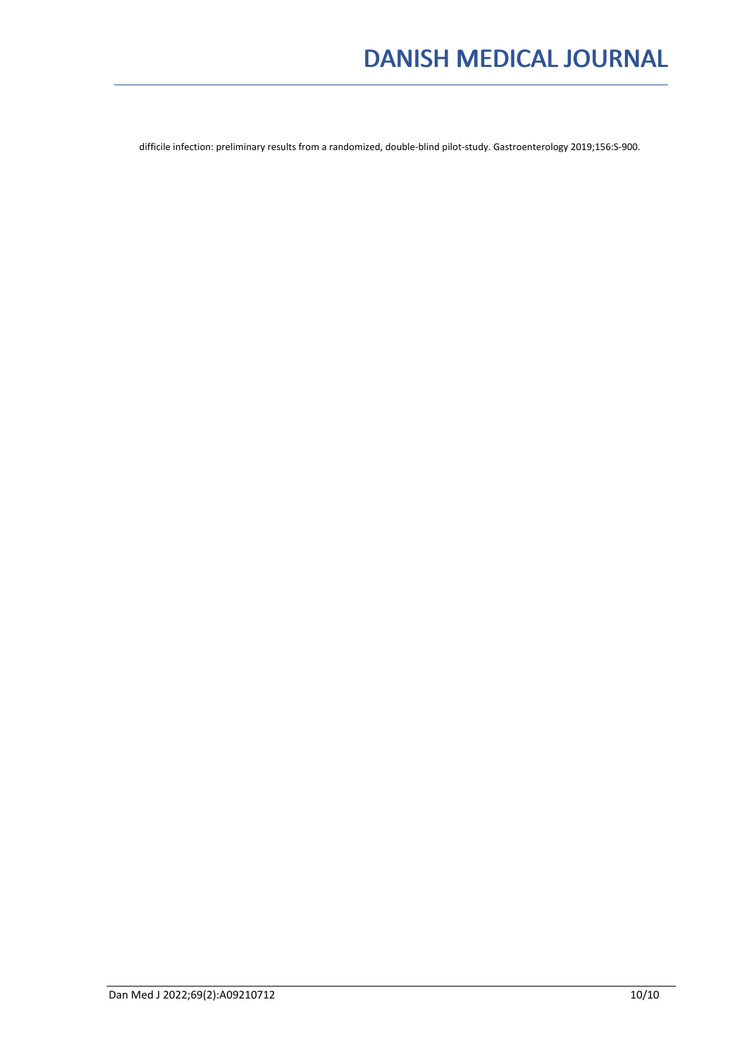difficile infection: preliminary results from a randomized, double-blind pilot-study. Gastroenterology 2019;156:S-900.